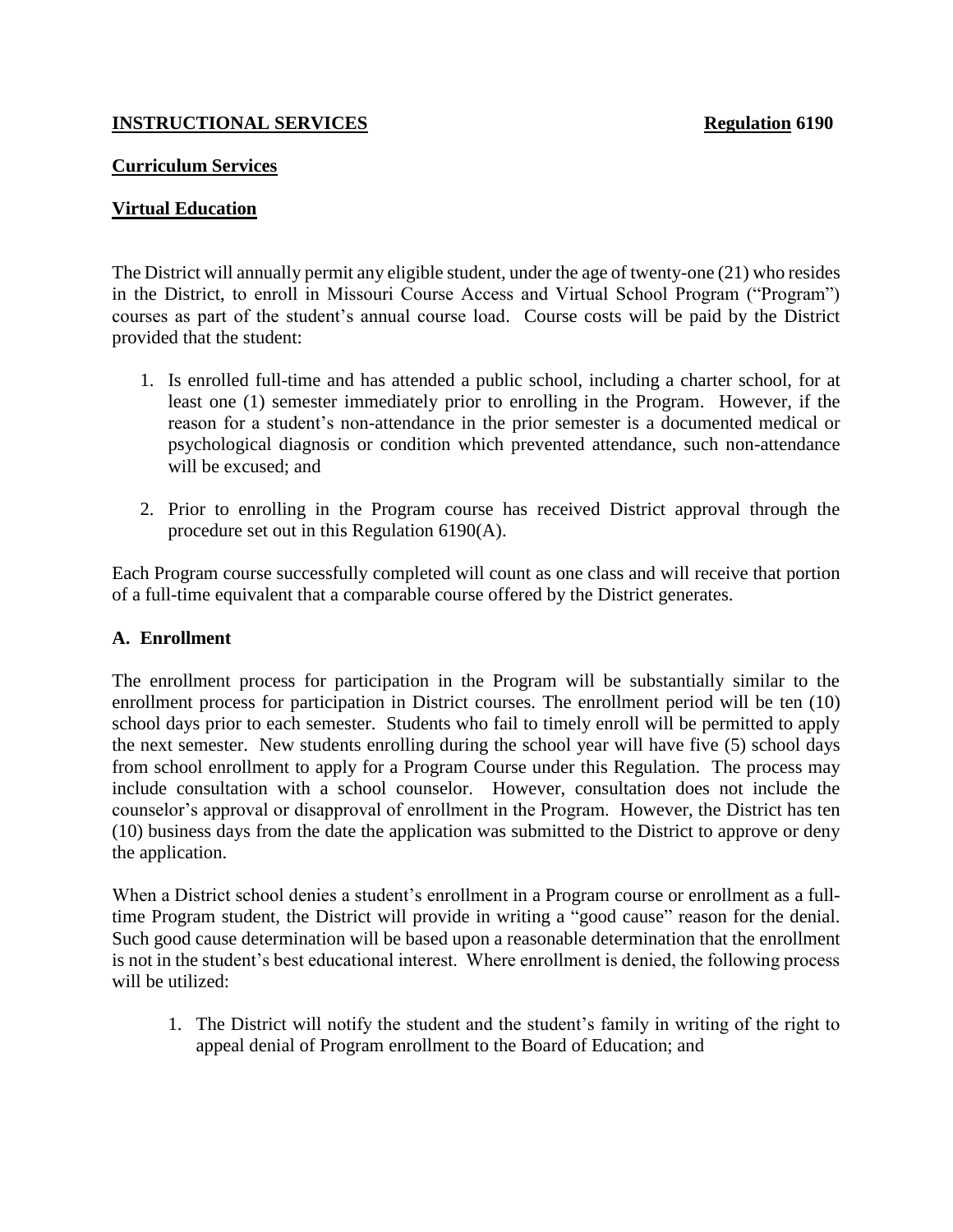**INSTRUCTIONAL SERVICES** **Regulation 6190**

**Curriculum Services**

**Virtual Education**

The District will annually permit any eligible student, under the age of twenty-one (21) who resides in the District, to enroll in Missouri Course Access and Virtual School Program ("Program") courses as part of the student's annual course load. Course costs will be paid by the District provided that the student:

1. Is enrolled full-time and has attended a public school, including a charter school, for at least one (1) semester immediately prior to enrolling in the Program. However, if the reason for a student's non-attendance in the prior semester is a documented medical or psychological diagnosis or condition which prevented attendance, such non-attendance will be excused; and

2. Prior to enrolling in the Program course has received District approval through the procedure set out in this Regulation 6190(A).

Each Program course successfully completed will count as one class and will receive that portion of a full-time equivalent that a comparable course offered by the District generates.

## A. Enrollment

The enrollment process for participation in the Program will be substantially similar to the enrollment process for participation in District courses. The enrollment period will be ten (10) school days prior to each semester. Students who fail to timely enroll will be permitted to apply the next semester. New students enrolling during the school year will have five (5) school days from school enrollment to apply for a Program Course under this Regulation. The process may include consultation with a school counselor. However, consultation does not include the counselor's approval or disapproval of enrollment in the Program. However, the District has ten (10) business days from the date the application was submitted to the District to approve or deny the application.

When a District school denies a student's enrollment in a Program course or enrollment as a full-time Program student, the District will provide in writing a "good cause" reason for the denial. Such good cause determination will be based upon a reasonable determination that the enrollment is not in the student's best educational interest. Where enrollment is denied, the following process will be utilized:

1. The District will notify the student and the student's family in writing of the right to appeal denial of Program enrollment to the Board of Education; and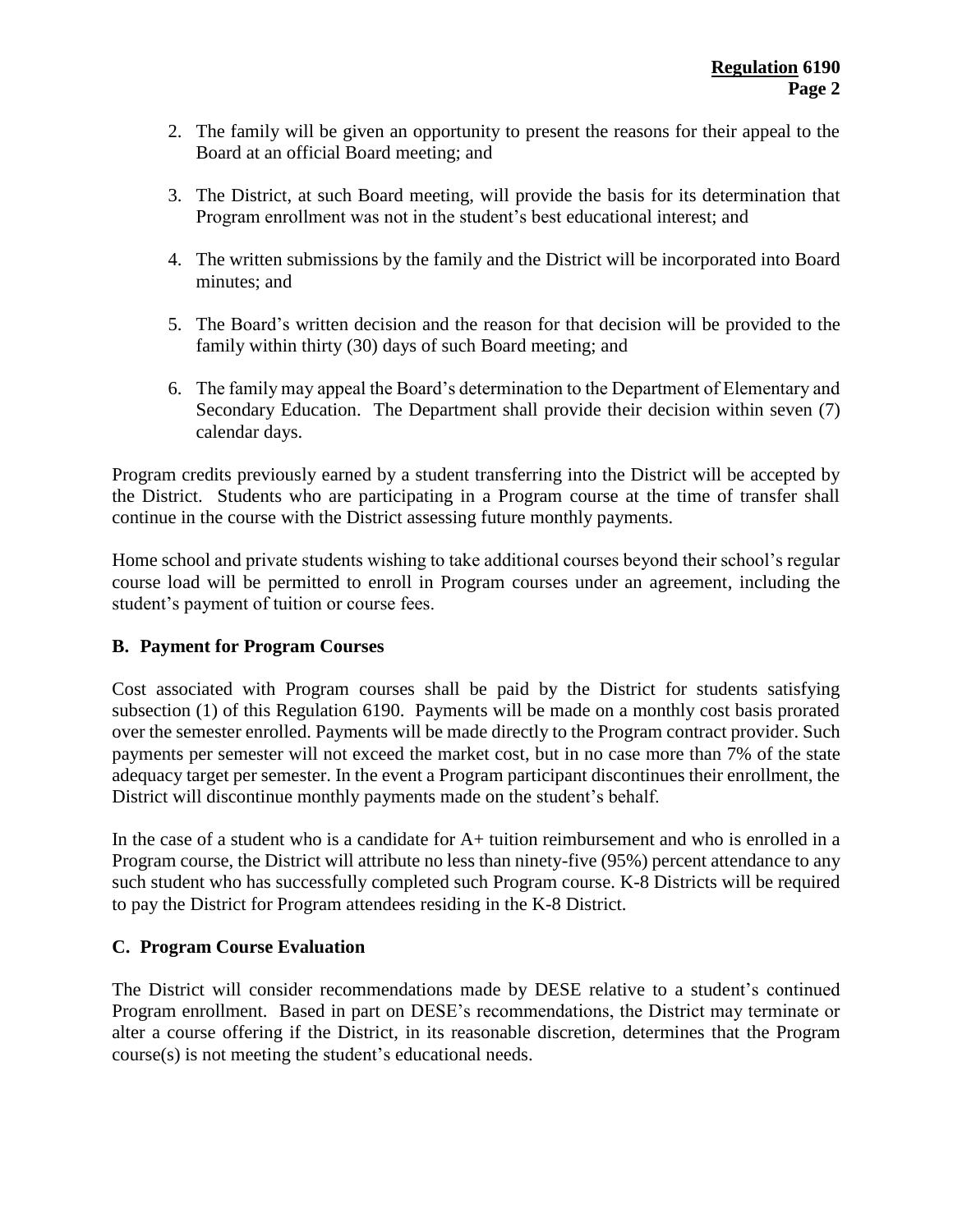2. The family will be given an opportunity to present the reasons for their appeal to the Board at an official Board meeting; and

3. The District, at such Board meeting, will provide the basis for its determination that Program enrollment was not in the student's best educational interest; and

4. The written submissions by the family and the District will be incorporated into Board minutes; and

5. The Board's written decision and the reason for that decision will be provided to the family within thirty (30) days of such Board meeting; and

6. The family may appeal the Board's determination to the Department of Elementary and Secondary Education. The Department shall provide their decision within seven (7) calendar days.

Program credits previously earned by a student transferring into the District will be accepted by the District. Students who are participating in a Program course at the time of transfer shall continue in the course with the District assessing future monthly payments.

Home school and private students wishing to take additional courses beyond their school's regular course load will be permitted to enroll in Program courses under an agreement, including the student's payment of tuition or course fees.

**B. Payment for Program Courses**

Cost associated with Program courses shall be paid by the District for students satisfying subsection (1) of this Regulation 6190. Payments will be made on a monthly cost basis prorated over the semester enrolled. Payments will be made directly to the Program contract provider. Such payments per semester will not exceed the market cost, but in no case more than 7% of the state adequacy target per semester. In the event a Program participant discontinues their enrollment, the District will discontinue monthly payments made on the student's behalf.

In the case of a student who is a candidate for A+ tuition reimbursement and who is enrolled in a Program course, the District will attribute no less than ninety-five (95%) percent attendance to any such student who has successfully completed such Program course. K-8 Districts will be required to pay the District for Program attendees residing in the K-8 District.

**C. Program Course Evaluation**

The District will consider recommendations made by DESE relative to a student's continued Program enrollment. Based in part on DESE's recommendations, the District may terminate or alter a course offering if the District, in its reasonable discretion, determines that the Program course(s) is not meeting the student's educational needs.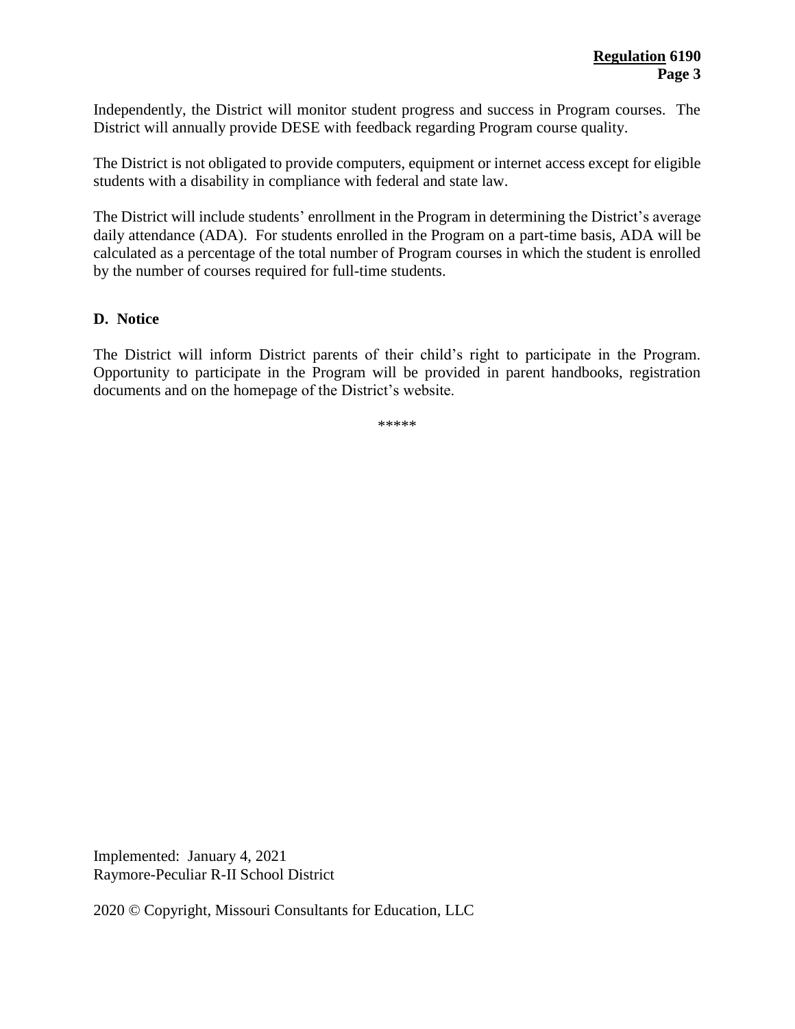Independently, the District will monitor student progress and success in Program courses. The District will annually provide DESE with feedback regarding Program course quality.

The District is not obligated to provide computers, equipment or internet access except for eligible students with a disability in compliance with federal and state law.

The District will include students' enrollment in the Program in determining the District's average daily attendance (ADA). For students enrolled in the Program on a part-time basis, ADA will be calculated as a percentage of the total number of Program courses in which the student is enrolled by the number of courses required for full-time students.

**D. Notice**

The District will inform District parents of their child's right to participate in the Program. Opportunity to participate in the Program will be provided in parent handbooks, registration documents and on the homepage of the District's website.

*****

Implemented: January 4, 2021
Raymore-Peculiar R-II School District

2020 © Copyright, Missouri Consultants for Education, LLC